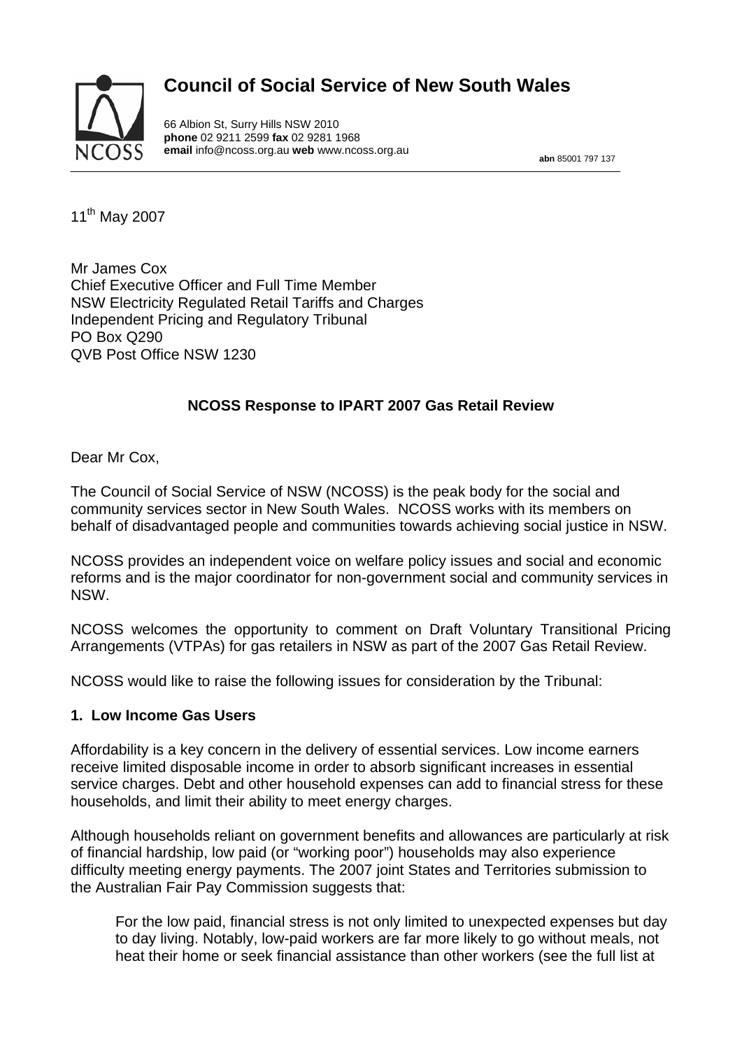# Council of Social Service of New South Wales

66 Albion St, Surry Hills NSW 2010
**phone** 02 9211 2599 **fax** 02 9281 1968
**email** info@ncoss.org.au **web** www.ncoss.org.au

**abn** 85001 797 137

---

11th May 2007

Mr James Cox
Chief Executive Officer and Full Time Member
NSW Electricity Regulated Retail Tariffs and Charges
Independent Pricing and Regulatory Tribunal
PO Box Q290
QVB Post Office NSW 1230

**NCOSS Response to IPART 2007 Gas Retail Review**

Dear Mr Cox,

The Council of Social Service of NSW (NCOSS) is the peak body for the social and community services sector in New South Wales. NCOSS works with its members on behalf of disadvantaged people and communities towards achieving social justice in NSW.

NCOSS provides an independent voice on welfare policy issues and social and economic reforms and is the major coordinator for non-government social and community services in NSW.

NCOSS welcomes the opportunity to comment on Draft Voluntary Transitional Pricing Arrangements (VTPAs) for gas retailers in NSW as part of the 2007 Gas Retail Review.

NCOSS would like to raise the following issues for consideration by the Tribunal:

## 1. Low Income Gas Users

Affordability is a key concern in the delivery of essential services. Low income earners receive limited disposable income in order to absorb significant increases in essential service charges. Debt and other household expenses can add to financial stress for these households, and limit their ability to meet energy charges.

Although households reliant on government benefits and allowances are particularly at risk of financial hardship, low paid (or "working poor") households may also experience difficulty meeting energy payments. The 2007 joint States and Territories submission to the Australian Fair Pay Commission suggests that:

> For the low paid, financial stress is not only limited to unexpected expenses but day to day living. Notably, low-paid workers are far more likely to go without meals, not heat their home or seek financial assistance than other workers (see the full list at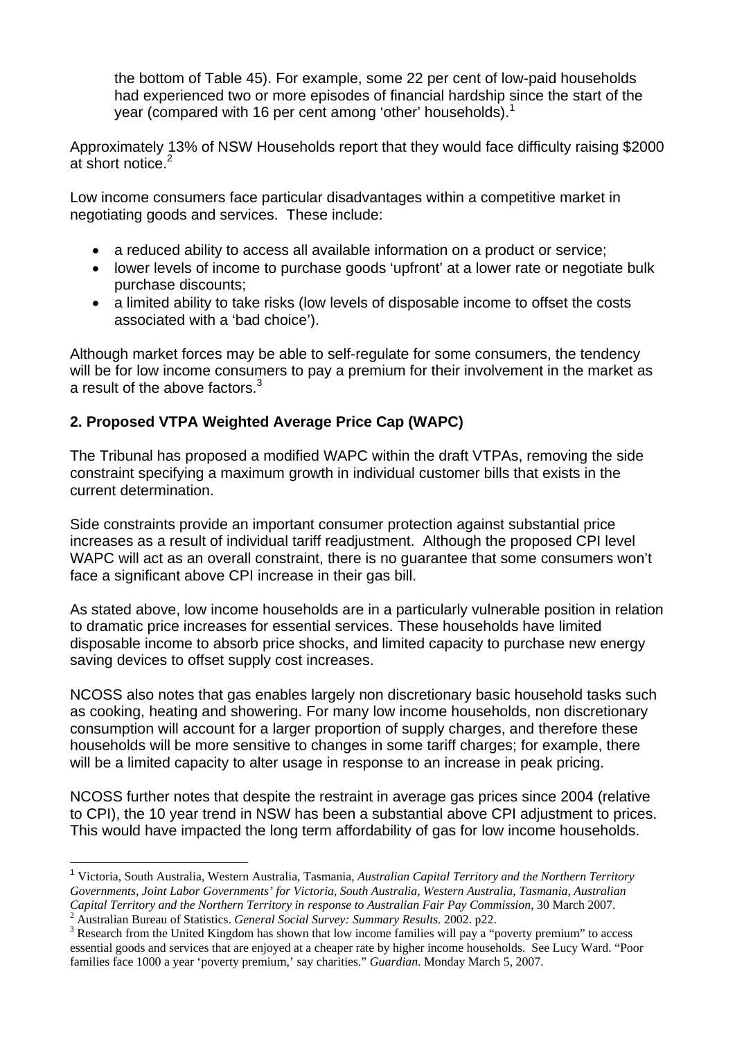the bottom of Table 45). For example, some 22 per cent of low-paid households had experienced two or more episodes of financial hardship since the start of the year (compared with 16 per cent among 'other' households).[1]

Approximately 13% of NSW Households report that they would face difficulty raising $2000 at short notice.[2]

Low income consumers face particular disadvantages within a competitive market in negotiating goods and services. These include:

- a reduced ability to access all available information on a product or service;
- lower levels of income to purchase goods 'upfront' at a lower rate or negotiate bulk purchase discounts;
- a limited ability to take risks (low levels of disposable income to offset the costs associated with a 'bad choice').

Although market forces may be able to self-regulate for some consumers, the tendency will be for low income consumers to pay a premium for their involvement in the market as a result of the above factors.[3]

**2. Proposed VTPA Weighted Average Price Cap (WAPC)**

The Tribunal has proposed a modified WAPC within the draft VTPAs, removing the side constraint specifying a maximum growth in individual customer bills that exists in the current determination.

Side constraints provide an important consumer protection against substantial price increases as a result of individual tariff readjustment. Although the proposed CPI level WAPC will act as an overall constraint, there is no guarantee that some consumers won't face a significant above CPI increase in their gas bill.

As stated above, low income households are in a particularly vulnerable position in relation to dramatic price increases for essential services. These households have limited disposable income to absorb price shocks, and limited capacity to purchase new energy saving devices to offset supply cost increases.

NCOSS also notes that gas enables largely non discretionary basic household tasks such as cooking, heating and showering. For many low income households, non discretionary consumption will account for a larger proportion of supply charges, and therefore these households will be more sensitive to changes in some tariff charges; for example, there will be a limited capacity to alter usage in response to an increase in peak pricing.

NCOSS further notes that despite the restraint in average gas prices since 2004 (relative to CPI), the 10 year trend in NSW has been a substantial above CPI adjustment to prices. This would have impacted the long term affordability of gas for low income households.

---

[1] Victoria, South Australia, Western Australia, Tasmania, *Australian Capital Territory and the Northern Territory Governments, Joint Labor Governments' for Victoria, South Australia, Western Australia, Tasmania, Australian Capital Territory and the Northern Territory in response to Australian Fair Pay Commission*, 30 March 2007.

[2] Australian Bureau of Statistics. *General Social Survey: Summary Results*. 2002. p22.

[3] Research from the United Kingdom has shown that low income families will pay a "poverty premium" to access essential goods and services that are enjoyed at a cheaper rate by higher income households. See Lucy Ward. "Poor families face 1000 a year 'poverty premium,' say charities." *Guardian*. Monday March 5, 2007.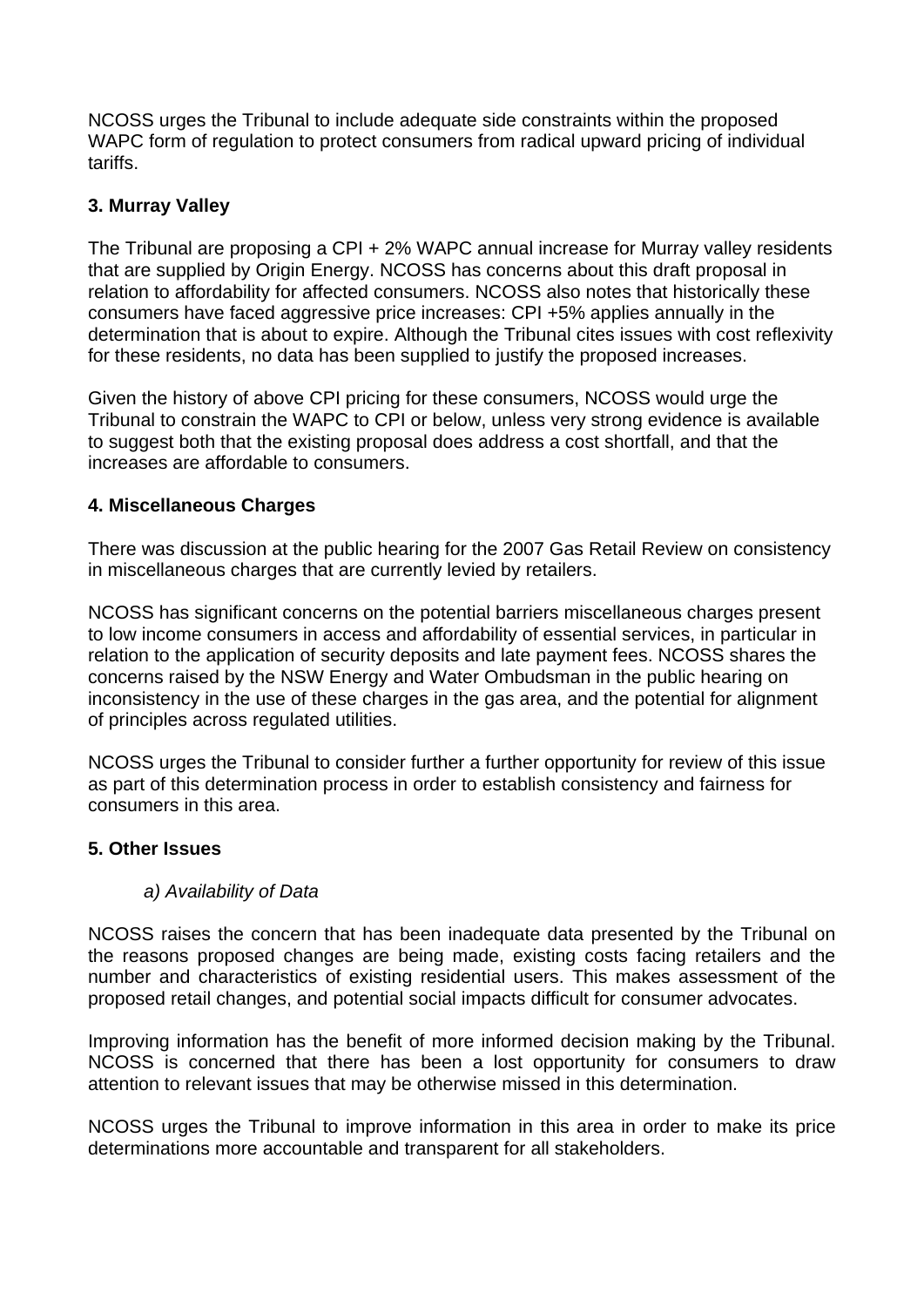NCOSS urges the Tribunal to include adequate side constraints within the proposed WAPC form of regulation to protect consumers from radical upward pricing of individual tariffs.

### 3. Murray Valley

The Tribunal are proposing a CPI + 2% WAPC annual increase for Murray valley residents that are supplied by Origin Energy. NCOSS has concerns about this draft proposal in relation to affordability for affected consumers. NCOSS also notes that historically these consumers have faced aggressive price increases: CPI +5% applies annually in the determination that is about to expire. Although the Tribunal cites issues with cost reflexivity for these residents, no data has been supplied to justify the proposed increases.

Given the history of above CPI pricing for these consumers, NCOSS would urge the Tribunal to constrain the WAPC to CPI or below, unless very strong evidence is available to suggest both that the existing proposal does address a cost shortfall, and that the increases are affordable to consumers.

### 4. Miscellaneous Charges

There was discussion at the public hearing for the 2007 Gas Retail Review on consistency in miscellaneous charges that are currently levied by retailers.

NCOSS has significant concerns on the potential barriers miscellaneous charges present to low income consumers in access and affordability of essential services, in particular in relation to the application of security deposits and late payment fees. NCOSS shares the concerns raised by the NSW Energy and Water Ombudsman in the public hearing on inconsistency in the use of these charges in the gas area, and the potential for alignment of principles across regulated utilities.

NCOSS urges the Tribunal to consider further a further opportunity for review of this issue as part of this determination process in order to establish consistency and fairness for consumers in this area.

### 5. Other Issues

*a) Availability of Data*

NCOSS raises the concern that has been inadequate data presented by the Tribunal on the reasons proposed changes are being made, existing costs facing retailers and the number and characteristics of existing residential users. This makes assessment of the proposed retail changes, and potential social impacts difficult for consumer advocates.

Improving information has the benefit of more informed decision making by the Tribunal. NCOSS is concerned that there has been a lost opportunity for consumers to draw attention to relevant issues that may be otherwise missed in this determination.

NCOSS urges the Tribunal to improve information in this area in order to make its price determinations more accountable and transparent for all stakeholders.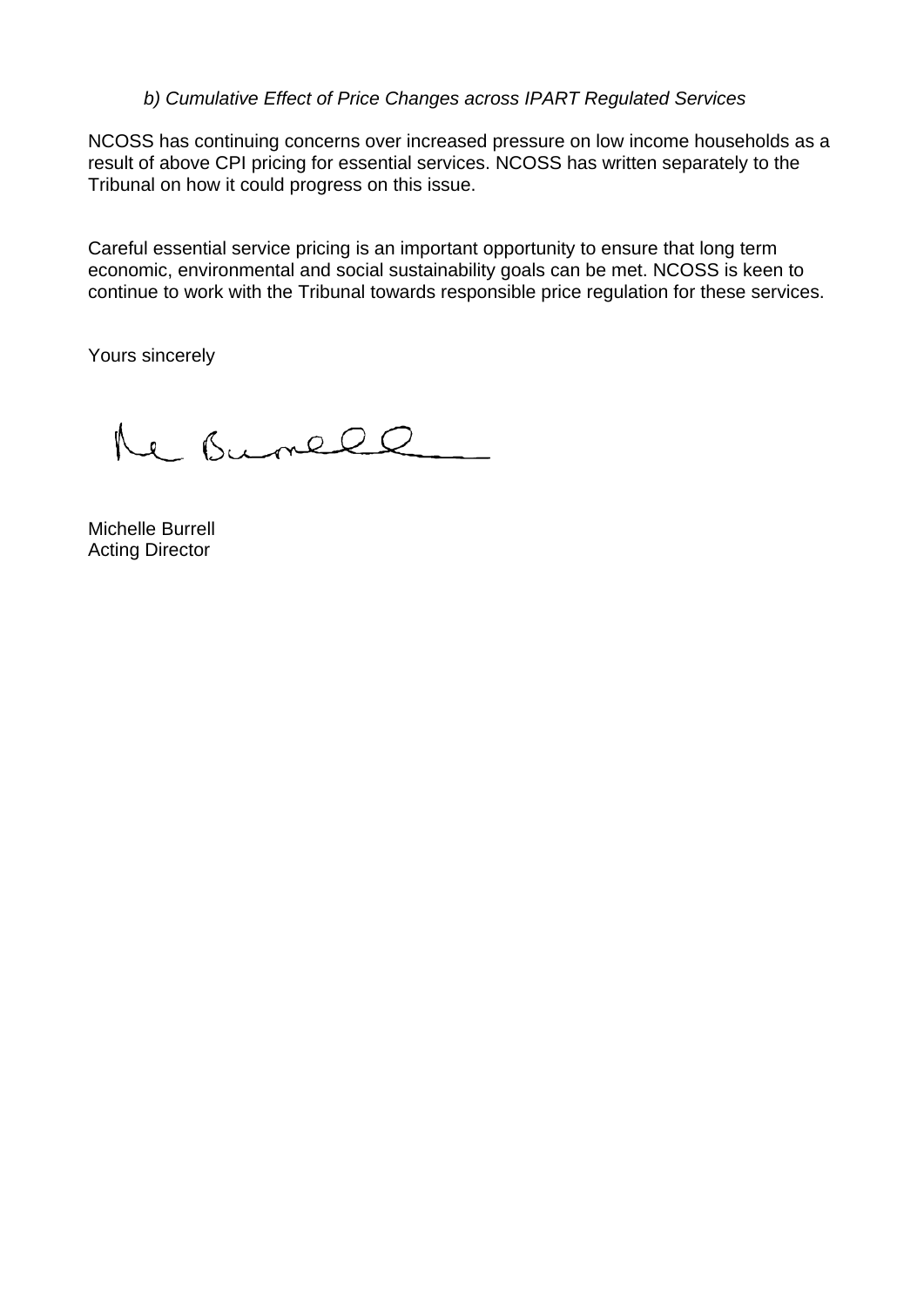*b) Cumulative Effect of Price Changes across IPART Regulated Services*

NCOSS has continuing concerns over increased pressure on low income households as a result of above CPI pricing for essential services. NCOSS has written separately to the Tribunal on how it could progress on this issue.

Careful essential service pricing is an important opportunity to ensure that long term economic, environmental and social sustainability goals can be met. NCOSS is keen to continue to work with the Tribunal towards responsible price regulation for these services.

Yours sincerely

Michelle Burrell
Acting Director